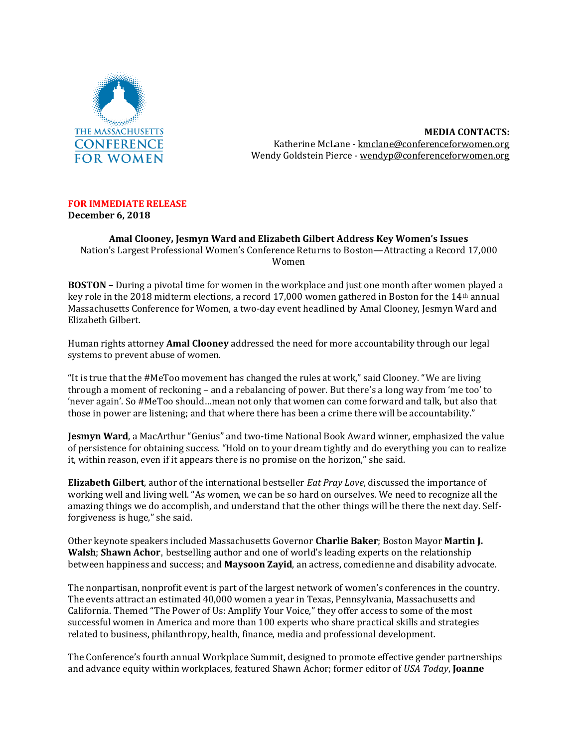THE MASSACHUSETTS CONFERENCE FOR WOMEN

**MEDIA CONTACTS:**
Katherine McLane - kmclane@conferenceforwomen.org
Wendy Goldstein Pierce - wendyp@conferenceforwomen.org

**FOR IMMEDIATE RELEASE**
**December 6, 2018**

**Amal Clooney, Jesmyn Ward and Elizabeth Gilbert Address Key Women's Issues**
Nation's Largest Professional Women's Conference Returns to Boston—Attracting a Record 17,000 Women

**BOSTON –** During a pivotal time for women in the workplace and just one month after women played a key role in the 2018 midterm elections, a record 17,000 women gathered in Boston for the 14th annual Massachusetts Conference for Women, a two-day event headlined by Amal Clooney, Jesmyn Ward and Elizabeth Gilbert.

Human rights attorney **Amal Clooney** addressed the need for more accountability through our legal systems to prevent abuse of women.

"It is true that the #MeToo movement has changed the rules at work," said Clooney. "We are living through a moment of reckoning – and a rebalancing of power. But there's a long way from 'me too' to 'never again'. So #MeToo should…mean not only that women can come forward and talk, but also that those in power are listening; and that where there has been a crime there will be accountability."

**Jesmyn Ward**, a MacArthur "Genius" and two-time National Book Award winner, emphasized the value of persistence for obtaining success. "Hold on to your dream tightly and do everything you can to realize it, within reason, even if it appears there is no promise on the horizon," she said.

**Elizabeth Gilbert**, author of the international bestseller *Eat Pray Love*, discussed the importance of working well and living well. "As women, we can be so hard on ourselves. We need to recognize all the amazing things we do accomplish, and understand that the other things will be there the next day. Self-forgiveness is huge," she said.

Other keynote speakers included Massachusetts Governor **Charlie Baker**; Boston Mayor **Martin J. Walsh**; **Shawn Achor**, bestselling author and one of world's leading experts on the relationship between happiness and success; and **Maysoon Zayid**, an actress, comedienne and disability advocate.

The nonpartisan, nonprofit event is part of the largest network of women's conferences in the country. The events attract an estimated 40,000 women a year in Texas, Pennsylvania, Massachusetts and California. Themed "The Power of Us: Amplify Your Voice," they offer access to some of the most successful women in America and more than 100 experts who share practical skills and strategies related to business, philanthropy, health, finance, media and professional development.

The Conference's fourth annual Workplace Summit, designed to promote effective gender partnerships and advance equity within workplaces, featured Shawn Achor; former editor of *USA Today*, **Joanne**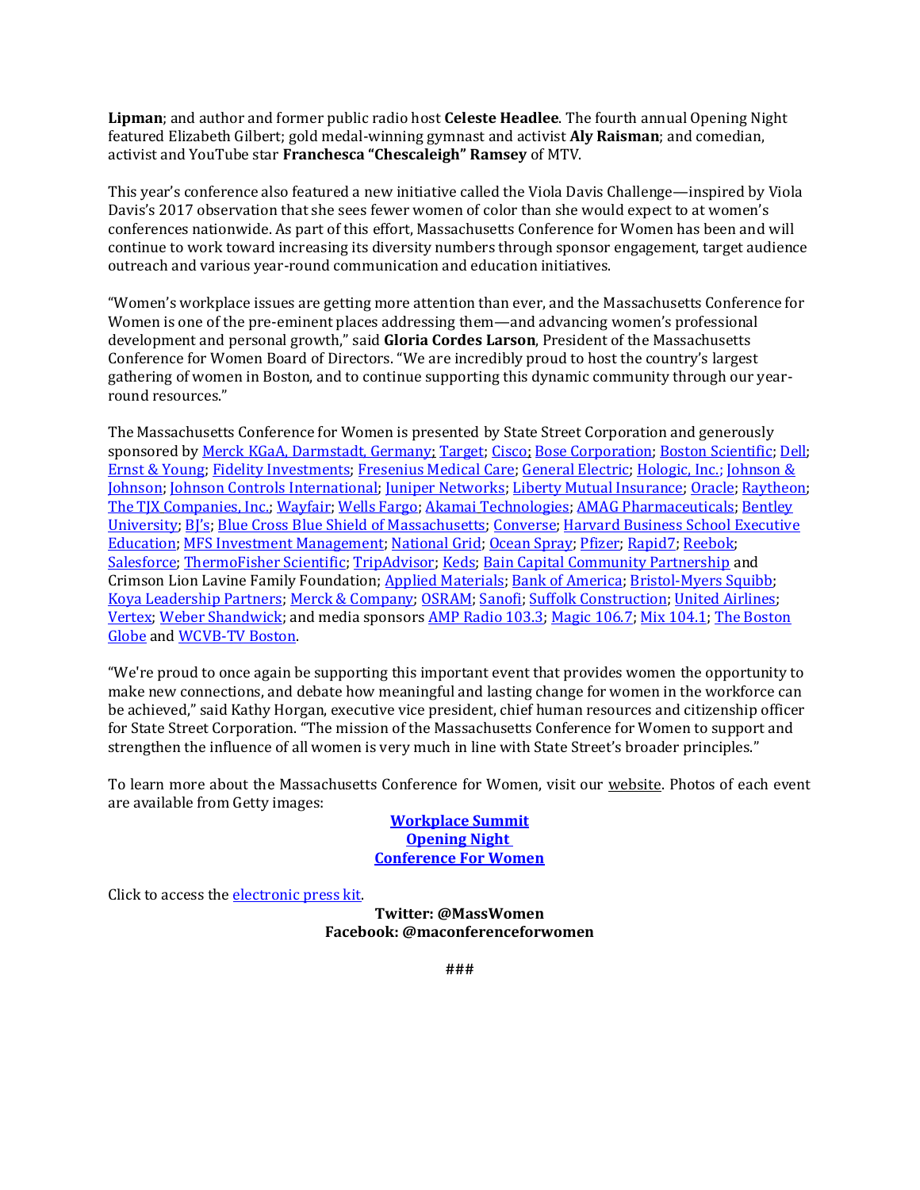**Lipman**; and author and former public radio host **Celeste Headlee**. The fourth annual Opening Night featured Elizabeth Gilbert; gold medal-winning gymnast and activist **Aly Raisman**; and comedian, activist and YouTube star **Franchesca "Chescaleigh" Ramsey** of MTV.

This year's conference also featured a new initiative called the Viola Davis Challenge—inspired by Viola Davis's 2017 observation that she sees fewer women of color than she would expect to at women's conferences nationwide. As part of this effort, Massachusetts Conference for Women has been and will continue to work toward increasing its diversity numbers through sponsor engagement, target audience outreach and various year-round communication and education initiatives.

"Women's workplace issues are getting more attention than ever, and the Massachusetts Conference for Women is one of the pre-eminent places addressing them—and advancing women's professional development and personal growth," said **Gloria Cordes Larson**, President of the Massachusetts Conference for Women Board of Directors. "We are incredibly proud to host the country's largest gathering of women in Boston, and to continue supporting this dynamic community through our year-round resources."

The Massachusetts Conference for Women is presented by State Street Corporation and generously sponsored by Merck KGaA, Darmstadt, Germany; Target; Cisco; Bose Corporation; Boston Scientific; Dell; Ernst & Young; Fidelity Investments; Fresenius Medical Care; General Electric; Hologic, Inc.; Johnson & Johnson; Johnson Controls International; Juniper Networks; Liberty Mutual Insurance; Oracle; Raytheon; The TJX Companies, Inc.; Wayfair; Wells Fargo; Akamai Technologies; AMAG Pharmaceuticals; Bentley University; BJ's; Blue Cross Blue Shield of Massachusetts; Converse; Harvard Business School Executive Education; MFS Investment Management; National Grid; Ocean Spray; Pfizer; Rapid7; Reebok; Salesforce; ThermoFisher Scientific; TripAdvisor; Keds; Bain Capital Community Partnership and Crimson Lion Lavine Family Foundation; Applied Materials; Bank of America; Bristol-Myers Squibb; Koya Leadership Partners; Merck & Company; OSRAM; Sanofi; Suffolk Construction; United Airlines; Vertex; Weber Shandwick; and media sponsors AMP Radio 103.3; Magic 106.7; Mix 104.1; The Boston Globe and WCVB-TV Boston.

"We're proud to once again be supporting this important event that provides women the opportunity to make new connections, and debate how meaningful and lasting change for women in the workforce can be achieved," said Kathy Horgan, executive vice president, chief human resources and citizenship officer for State Street Corporation. "The mission of the Massachusetts Conference for Women to support and strengthen the influence of all women is very much in line with State Street's broader principles."

To learn more about the Massachusetts Conference for Women, visit our website. Photos of each event are available from Getty images:

**Workplace Summit**
**Opening Night**
**Conference For Women**

Click to access the electronic press kit.

**Twitter: @MassWomen**
**Facebook: @maconferenceforwomen**

###